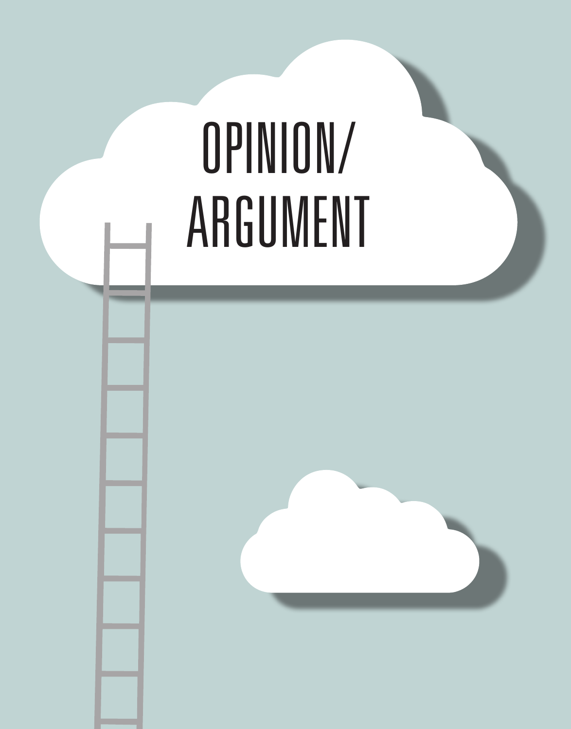# OPINION/ ARGUMENT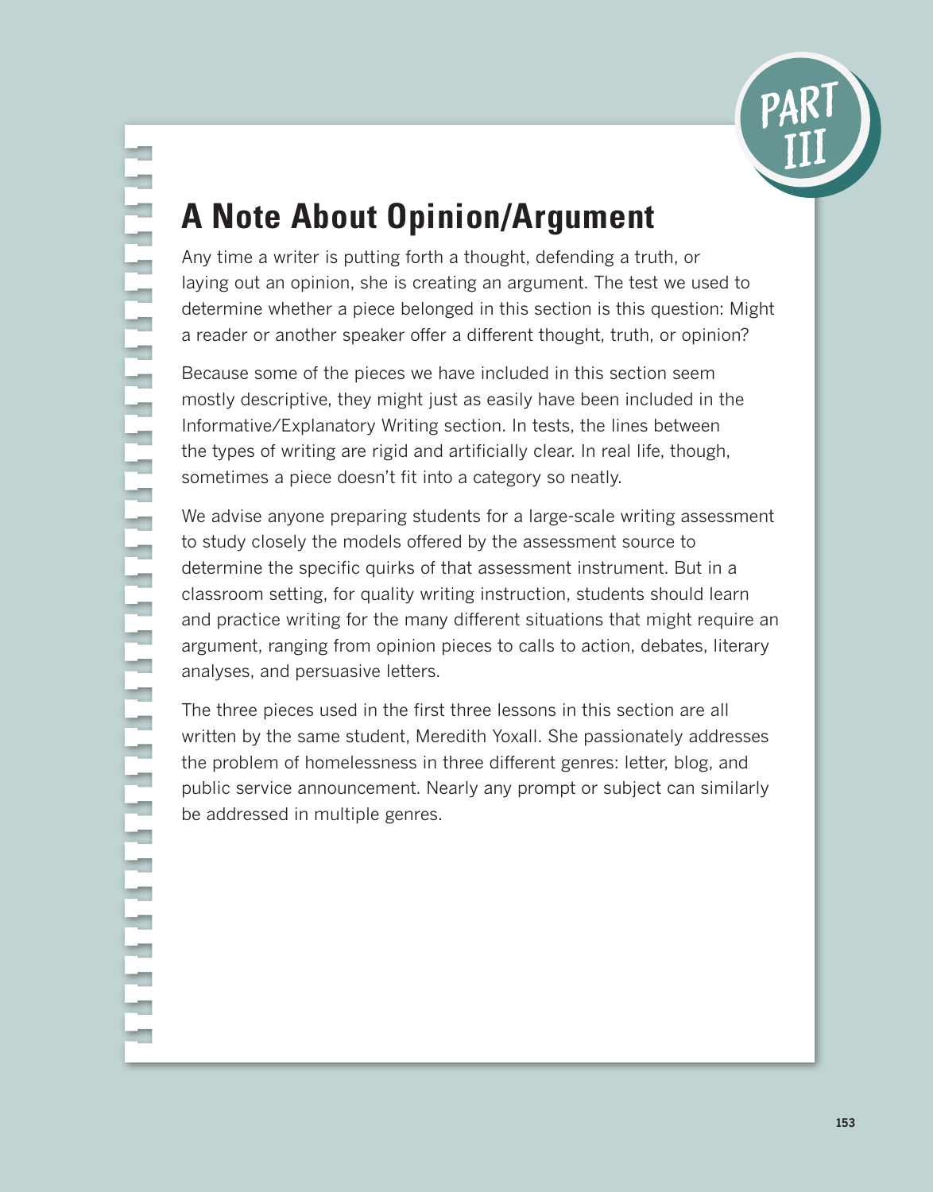PART III

# A Note About Opinion/Argument

Any time a writer is putting forth a thought, defending a truth, or laying out an opinion, she is creating an argument. The test we used to determine whether a piece belonged in this section is this question: Might a reader or another speaker offer a different thought, truth, or opinion?

Because some of the pieces we have included in this section seem mostly descriptive, they might just as easily have been included in the Informative/Explanatory Writing section. In tests, the lines between the types of writing are rigid and artificially clear. In real life, though, sometimes a piece doesn't fit into a category so neatly.

We advise anyone preparing students for a large-scale writing assessment to study closely the models offered by the assessment source to determine the specific quirks of that assessment instrument. But in a classroom setting, for quality writing instruction, students should learn and practice writing for the many different situations that might require an argument, ranging from opinion pieces to calls to action, debates, literary analyses, and persuasive letters.

The three pieces used in the first three lessons in this section are all written by the same student, Meredith Yoxall. She passionately addresses the problem of homelessness in three different genres: letter, blog, and public service announcement. Nearly any prompt or subject can similarly be addressed in multiple genres.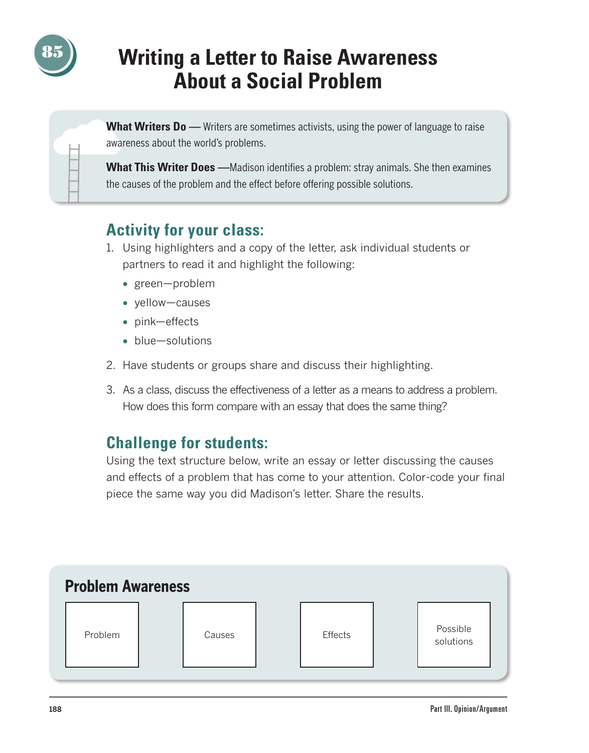# 85 Writing a Letter to Raise Awareness About a Social Problem

**What Writers Do** — Writers are sometimes activists, using the power of language to raise awareness about the world's problems.

**What This Writer Does** —Madison identifies a problem: stray animals. She then examines the causes of the problem and the effect before offering possible solutions.

## Activity for your class:

1. Using highlighters and a copy of the letter, ask individual students or partners to read it and highlight the following:
   - green—problem
   - yellow—causes
   - pink—effects
   - blue—solutions
2. Have students or groups share and discuss their highlighting.
3. As a class, discuss the effectiveness of a letter as a means to address a problem. How does this form compare with an essay that does the same thing?

## Challenge for students:

Using the text structure below, write an essay or letter discussing the causes and effects of a problem that has come to your attention. Color-code your final piece the same way you did Madison's letter. Share the results.

### Problem Awareness

| Problem | Causes | Effects | Possible solutions |
|---|---|---|---|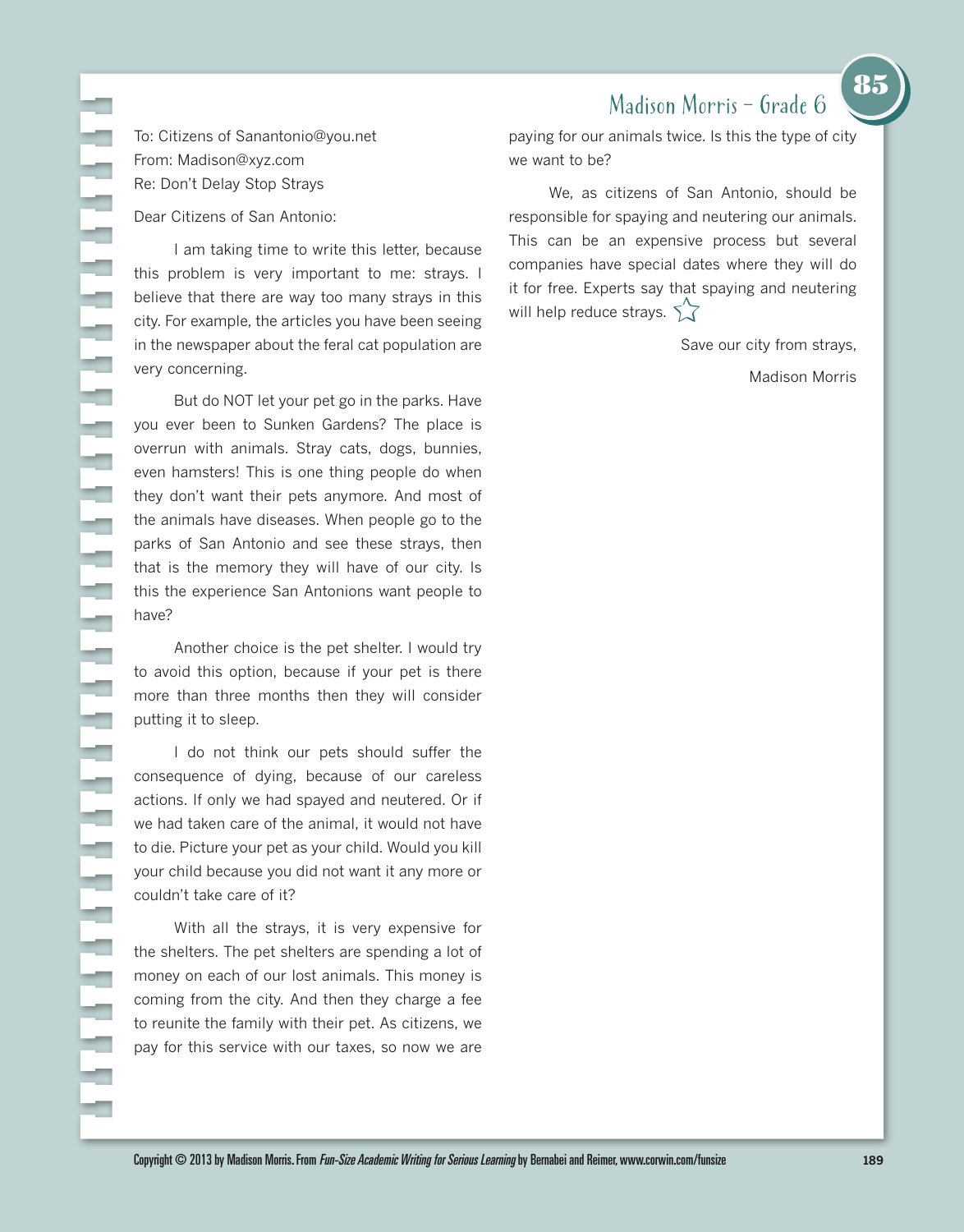## Madison Morris – Grade 6

To: Citizens of Sanantonio@you.net
From: Madison@xyz.com
Re: Don't Delay Stop Strays

Dear Citizens of San Antonio:

I am taking time to write this letter, because this problem is very important to me: strays. I believe that there are way too many strays in this city. For example, the articles you have been seeing in the newspaper about the feral cat population are very concerning.

But do NOT let your pet go in the parks. Have you ever been to Sunken Gardens? The place is overrun with animals. Stray cats, dogs, bunnies, even hamsters! This is one thing people do when they don't want their pets anymore. And most of the animals have diseases. When people go to the parks of San Antonio and see these strays, then that is the memory they will have of our city. Is this the experience San Antonions want people to have?

Another choice is the pet shelter. I would try to avoid this option, because if your pet is there more than three months then they will consider putting it to sleep.

I do not think our pets should suffer the consequence of dying, because of our careless actions. If only we had spayed and neutered. Or if we had taken care of the animal, it would not have to die. Picture your pet as your child. Would you kill your child because you did not want it any more or couldn't take care of it?

With all the strays, it is very expensive for the shelters. The pet shelters are spending a lot of money on each of our lost animals. This money is coming from the city. And then they charge a fee to reunite the family with their pet. As citizens, we pay for this service with our taxes, so now we are paying for our animals twice. Is this the type of city we want to be?

We, as citizens of San Antonio, should be responsible for spaying and neutering our animals. This can be an expensive process but several companies have special dates where they will do it for free. Experts say that spaying and neutering will help reduce strays. ☆

Save our city from strays,

Madison Morris

Copyright © 2013 by Madison Morris. From *Fun-Size Academic Writing for Serious Learning* by Bernabei and Reimer, www.corwin.com/funsize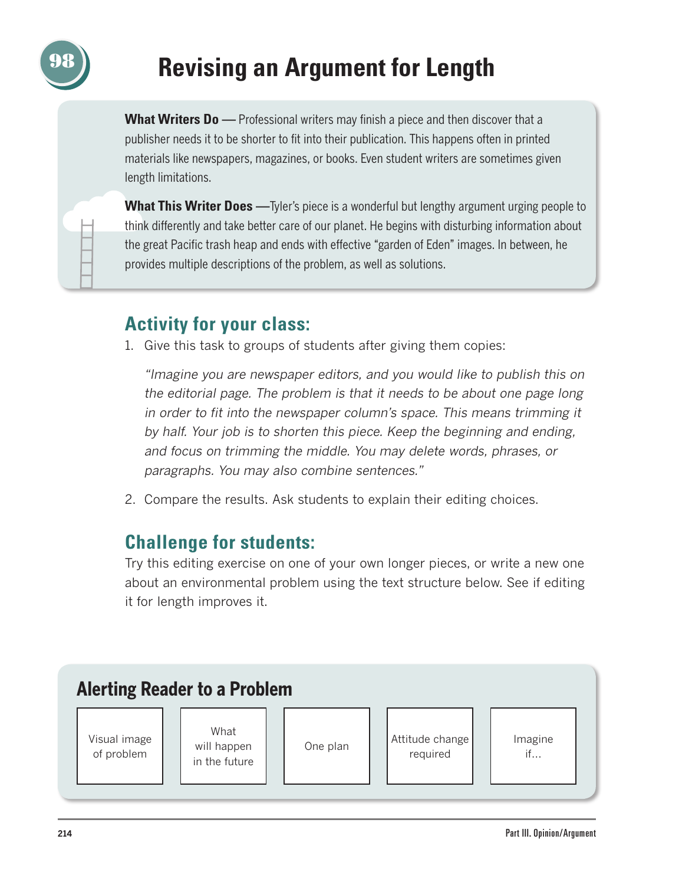# 98 Revising an Argument for Length

**What Writers Do** — Professional writers may finish a piece and then discover that a publisher needs it to be shorter to fit into their publication. This happens often in printed materials like newspapers, magazines, or books. Even student writers are sometimes given length limitations.

**What This Writer Does** —Tyler's piece is a wonderful but lengthy argument urging people to think differently and take better care of our planet. He begins with disturbing information about the great Pacific trash heap and ends with effective "garden of Eden" images. In between, he provides multiple descriptions of the problem, as well as solutions.

## Activity for your class:

1. Give this task to groups of students after giving them copies:

   *"Imagine you are newspaper editors, and you would like to publish this on the editorial page. The problem is that it needs to be about one page long in order to fit into the newspaper column's space. This means trimming it by half. Your job is to shorten this piece. Keep the beginning and ending, and focus on trimming the middle. You may delete words, phrases, or paragraphs. You may also combine sentences."*

2. Compare the results. Ask students to explain their editing choices.

## Challenge for students:

Try this editing exercise on one of your own longer pieces, or write a new one about an environmental problem using the text structure below. See if editing it for length improves it.

### Alerting Reader to a Problem

| Visual image of problem | What will happen in the future | One plan | Attitude change required | Imagine if... |
| --- | --- | --- | --- | --- |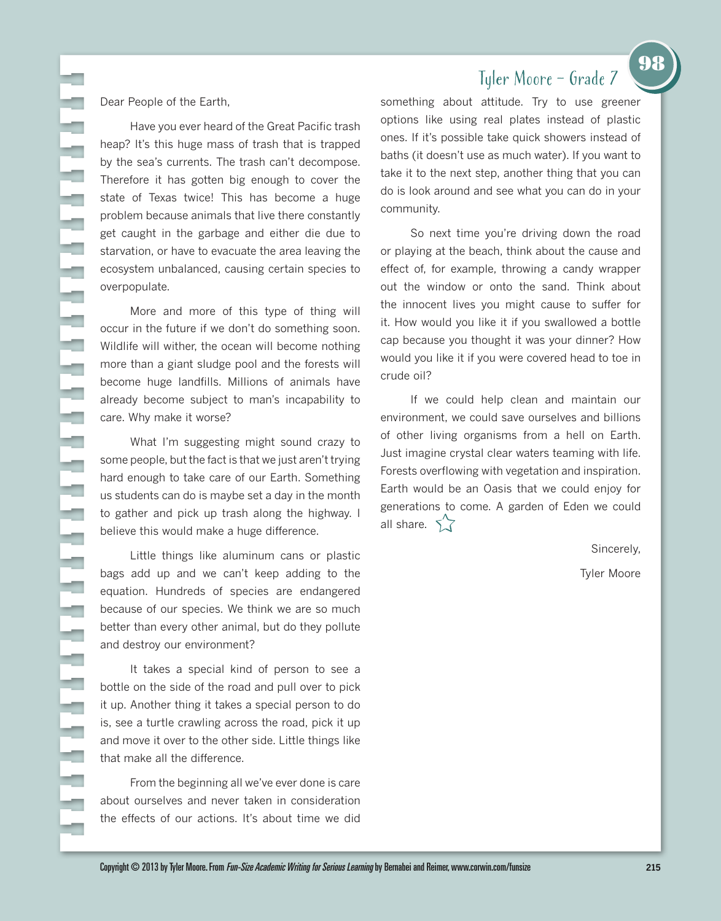# Tyler Moore – Grade 7

Dear People of the Earth,

Have you ever heard of the Great Pacific trash heap? It's this huge mass of trash that is trapped by the sea's currents. The trash can't decompose. Therefore it has gotten big enough to cover the state of Texas twice! This has become a huge problem because animals that live there constantly get caught in the garbage and either die due to starvation, or have to evacuate the area leaving the ecosystem unbalanced, causing certain species to overpopulate.

More and more of this type of thing will occur in the future if we don't do something soon. Wildlife will wither, the ocean will become nothing more than a giant sludge pool and the forests will become huge landfills. Millions of animals have already become subject to man's incapability to care. Why make it worse?

What I'm suggesting might sound crazy to some people, but the fact is that we just aren't trying hard enough to take care of our Earth. Something us students can do is maybe set a day in the month to gather and pick up trash along the highway. I believe this would make a huge difference.

Little things like aluminum cans or plastic bags add up and we can't keep adding to the equation. Hundreds of species are endangered because of our species. We think we are so much better than every other animal, but do they pollute and destroy our environment?

It takes a special kind of person to see a bottle on the side of the road and pull over to pick it up. Another thing it takes a special person to do is, see a turtle crawling across the road, pick it up and move it over to the other side. Little things like that make all the difference.

From the beginning all we've ever done is care about ourselves and never taken in consideration the effects of our actions. It's about time we did something about attitude. Try to use greener options like using real plates instead of plastic ones. If it's possible take quick showers instead of baths (it doesn't use as much water). If you want to take it to the next step, another thing that you can do is look around and see what you can do in your community.

So next time you're driving down the road or playing at the beach, think about the cause and effect of, for example, throwing a candy wrapper out the window or onto the sand. Think about the innocent lives you might cause to suffer for it. How would you like it if you swallowed a bottle cap because you thought it was your dinner? How would you like it if you were covered head to toe in crude oil?

If we could help clean and maintain our environment, we could save ourselves and billions of other living organisms from a hell on Earth. Just imagine crystal clear waters teaming with life. Forests overflowing with vegetation and inspiration. Earth would be an Oasis that we could enjoy for generations to come. A garden of Eden we could all share. ☆

Sincerely,

Tyler Moore

Copyright © 2013 by Tyler Moore. From *Fun-Size Academic Writing for Serious Learning* by Bernabei and Reimer, www.corwin.com/funsize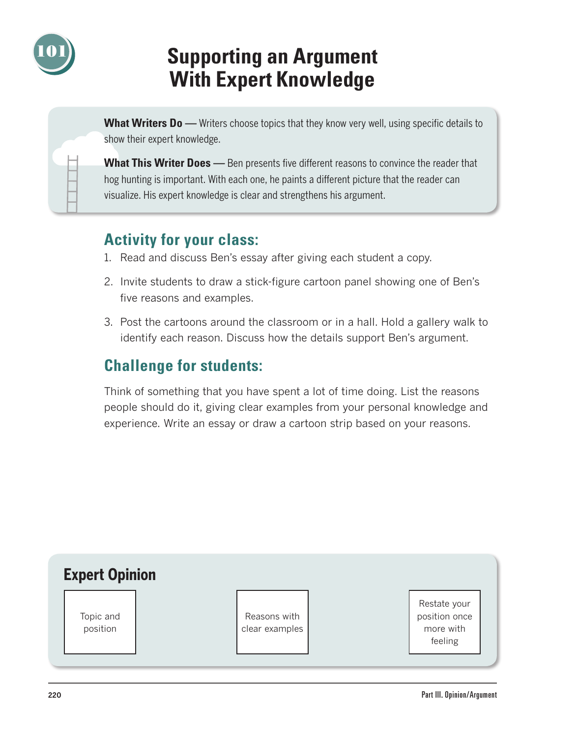# 101 Supporting an Argument With Expert Knowledge

**What Writers Do —** Writers choose topics that they know very well, using specific details to show their expert knowledge.

**What This Writer Does —** Ben presents five different reasons to convince the reader that hog hunting is important. With each one, he paints a different picture that the reader can visualize. His expert knowledge is clear and strengthens his argument.

## Activity for your class:

1. Read and discuss Ben's essay after giving each student a copy.
2. Invite students to draw a stick-figure cartoon panel showing one of Ben's five reasons and examples.
3. Post the cartoons around the classroom or in a hall. Hold a gallery walk to identify each reason. Discuss how the details support Ben's argument.

## Challenge for students:

Think of something that you have spent a lot of time doing. List the reasons people should do it, giving clear examples from your personal knowledge and experience. Write an essay or draw a cartoon strip based on your reasons.

### Expert Opinion

| Topic and position | Reasons with clear examples | Restate your position once more with feeling |
|---|---|---|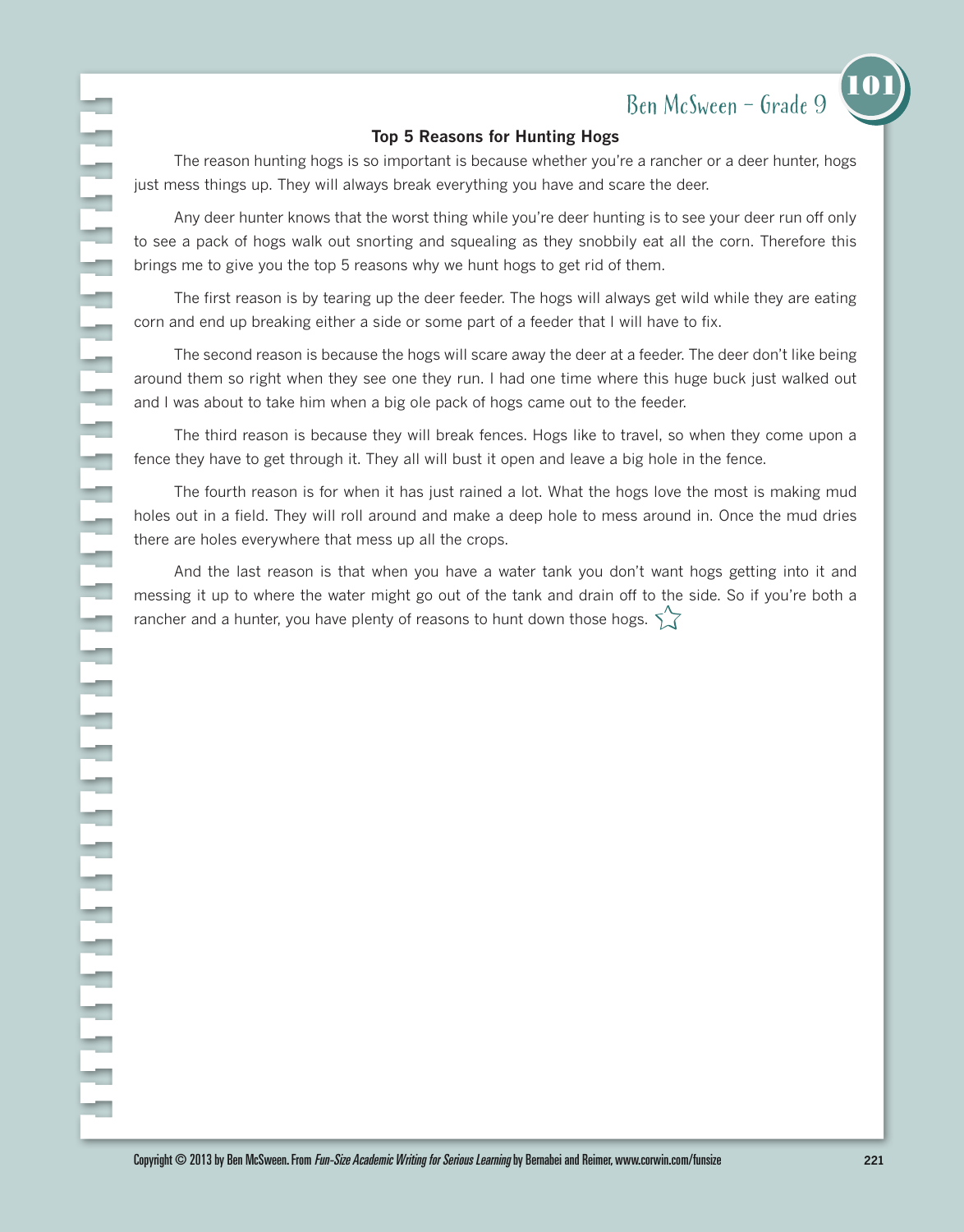Ben McSween – Grade 9

## Top 5 Reasons for Hunting Hogs

The reason hunting hogs is so important is because whether you're a rancher or a deer hunter, hogs just mess things up. They will always break everything you have and scare the deer.

Any deer hunter knows that the worst thing while you're deer hunting is to see your deer run off only to see a pack of hogs walk out snorting and squealing as they snobbily eat all the corn. Therefore this brings me to give you the top 5 reasons why we hunt hogs to get rid of them.

The first reason is by tearing up the deer feeder. The hogs will always get wild while they are eating corn and end up breaking either a side or some part of a feeder that I will have to fix.

The second reason is because the hogs will scare away the deer at a feeder. The deer don't like being around them so right when they see one they run. I had one time where this huge buck just walked out and I was about to take him when a big ole pack of hogs came out to the feeder.

The third reason is because they will break fences. Hogs like to travel, so when they come upon a fence they have to get through it. They all will bust it open and leave a big hole in the fence.

The fourth reason is for when it has just rained a lot. What the hogs love the most is making mud holes out in a field. They will roll around and make a deep hole to mess around in. Once the mud dries there are holes everywhere that mess up all the crops.

And the last reason is that when you have a water tank you don't want hogs getting into it and messing it up to where the water might go out of the tank and drain off to the side. So if you're both a rancher and a hunter, you have plenty of reasons to hunt down those hogs. ☆

Copyright © 2013 by Ben McSween. From *Fun-Size Academic Writing for Serious Learning* by Bernabei and Reimer, www.corwin.com/funsize